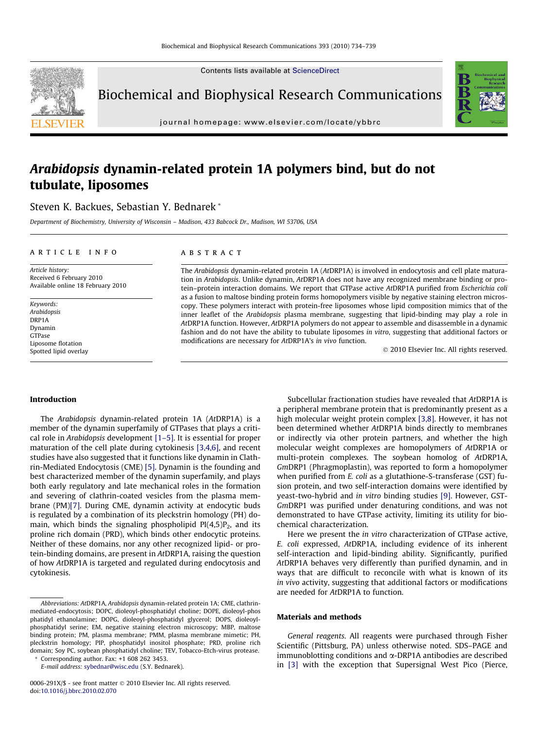# *Arabidopsis* dynamin-related protein 1A polymers bind, but do not tubulate, liposomes

Steven K. Backues, Sebastian Y. Bednarek *

*Department of Biochemistry, University of Wisconsin – Madison, 433 Babcock Dr., Madison, WI 53706, USA*

## ARTICLE INFO

*Article history:*
Received 6 February 2010
Available online 18 February 2010

*Keywords:*
*Arabidopsis*
DRP1A
Dynamin
GTPase
Liposome flotation
Spotted lipid overlay

## ABSTRACT

The *Arabidopsis* dynamin-related protein 1A (*At*DRP1A) is involved in endocytosis and cell plate maturation in *Arabidopsis*. Unlike dynamin, *At*DRP1A does not have any recognized membrane binding or protein–protein interaction domains. We report that GTPase active *At*DRP1A purified from *Escherichia coli* as a fusion to maltose binding protein forms homopolymers visible by negative staining electron microscopy. These polymers interact with protein-free liposomes whose lipid composition mimics that of the inner leaflet of the *Arabidopsis* plasma membrane, suggesting that lipid-binding may play a role in *At*DRP1A function. However, *At*DRP1A polymers do not appear to assemble and disassemble in a dynamic fashion and do not have the ability to tubulate liposomes *in vitro*, suggesting that additional factors or modifications are necessary for *At*DRP1A's *in vivo* function.

© 2010 Elsevier Inc. All rights reserved.

## Introduction

The *Arabidopsis* dynamin-related protein 1A (*At*DRP1A) is a member of the dynamin superfamily of GTPases that plays a critical role in *Arabidopsis* development [1–5]. It is essential for proper maturation of the cell plate during cytokinesis [3,4,6], and recent studies have also suggested that it functions like dynamin in Clathrin-Mediated Endocytosis (CME) [5]. Dynamin is the founding and best characterized member of the dynamin superfamily, and plays both early regulatory and late mechanical roles in the formation and severing of clathrin-coated vesicles from the plasma membrane (PM)[7]. During CME, dynamin activity at endocytic buds is regulated by a combination of its pleckstrin homology (PH) domain, which binds the signaling phospholipid PI(4,5)$P_2$, and its proline rich domain (PRD), which binds other endocytic proteins. Neither of these domains, nor any other recognized lipid- or protein-binding domains, are present in *At*DRP1A, raising the question of how *At*DRP1A is targeted and regulated during endocytosis and cytokinesis.

Subcellular fractionation studies have revealed that *At*DRP1A is a peripheral membrane protein that is predominantly present as a high molecular weight protein complex [3,8]. However, it has not been determined whether *At*DRP1A binds directly to membranes or indirectly via other protein partners, and whether the high molecular weight complexes are homopolymers of *At*DRP1A or multi-protein complexes. The soybean homolog of *At*DRP1A, *Gm*DRP1 (Phragmoplastin), was reported to form a homopolymer when purified from *E. coli* as a glutathione-S-transferase (GST) fusion protein, and two self-interaction domains were identified by yeast-two-hybrid and *in vitro* binding studies [9]. However, GST-*Gm*DRP1 was purified under denaturing conditions, and was not demonstrated to have GTPase activity, limiting its utility for biochemical characterization.

Here we present the *in vitro* characterization of GTPase active, *E. coli* expressed, *At*DRP1A, including evidence of its inherent self-interaction and lipid-binding ability. Significantly, purified *At*DRP1A behaves very differently than purified dynamin, and in ways that are difficult to reconcile with what is known of its *in vivo* activity, suggesting that additional factors or modifications are needed for *At*DRP1A to function.

## Materials and methods

*General reagents.* All reagents were purchased through Fisher Scientific (Pittsburg, PA) unless otherwise noted. SDS–PAGE and immunoblotting conditions and α-DRP1A antibodies are described in [3] with the exception that Supersignal West Pico (Pierce,

---

*Abbreviations: At*DRP1A, *Arabidopsis* dynamin-related protein 1A; CME, clathrin-mediated-endocytosis; DOPC, dioleoyl-phosphatidyl choline; DOPE, dioleoyl-phosphatidyl ethanolamine; DOPG, dioleoyl-phosphatidyl glycerol; DOPS, dioleoyl-phosphatidyl serine; EM, negative staining electron microscopy; MBP, maltose binding protein; PM, plasma membrane; PMM, plasma membrane mimetic; PH, pleckstrin homology; PIP, phosphatidyl inositol phosphate; PRD, proline rich domain; Soy PC, soybean phosphatidyl choline; TEV, Tobacco-Etch-virus protease.

* Corresponding author. Fax: +1 608 262 3453.
*E-mail address:* sybednar@wisc.edu (S.Y. Bednarek).

0006-291X/$ - see front matter © 2010 Elsevier Inc. All rights reserved.
doi:10.1016/j.bbrc.2010.02.070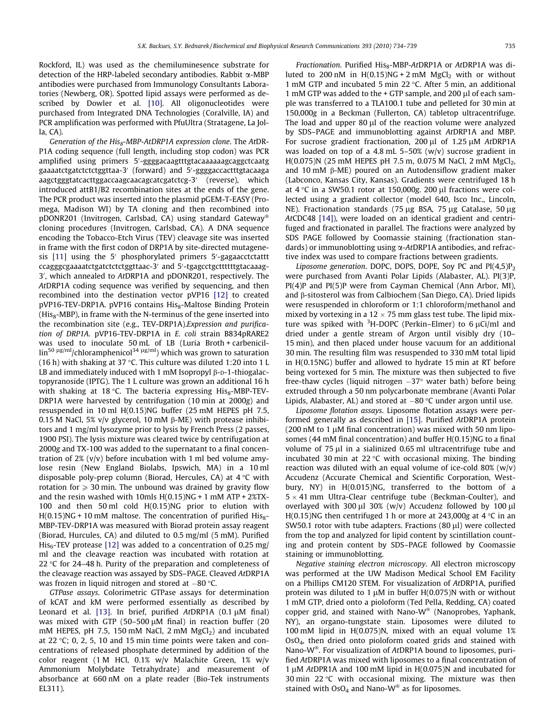Rockford, IL) was used as the chemiluminesence substrate for detection of the HRP-labeled secondary antibodies. Rabbit α-MBP antibodies were purchased from Immunology Consultants Laboratories (Newberg, OR). Spotted lipid assays were performed as described by Dowler et al. [10]. All oligonucleotides were purchased from Integrated DNA Technologies (Coralville, IA) and PCR amplification was performed with PfuUltra (Stratagene, La Jolla, CA).

*Generation of the His$_8$-MBP-AtDRP1A expression clone.* The *At*DRP1A coding sequence (full length, including stop codon) was PCR amplified using primers 5′-ggggacaagtttgtacaaaaaagcaggctcaatg gaaaatctgatctctctggttaa-3′ (forward) and 5′-ggggaccactttgtacaaga aagctgggtatcacttggaccaagcaacagcatcgatctcg-3′ (reverse), which introduced attB1/B2 recombination sites at the ends of the gene. The PCR product was inserted into the plasmid pGEM-T-EASY (Promega, Madison WI) by TA cloning and then recombined into pDONR201 (Invitrogen, Carlsbad, CA) using standard Gateway® cloning procedures (Invitrogen, Carlsbad, CA). A DNA sequence encoding the Tobacco-Etch Virus (TEV) cleavage site was inserted in frame with the first codon of DRP1A by site-directed mutagenesis [11] using the 5′ phosphorylated primers 5′-gagaacctctattt ccagggcgaaaatctgatctctctggttaac-3′ and 5′-tgagcctgcttttttgtacaaag-3′, which annealed to *At*DRP1A and pDONR201, respectively. The *At*DRP1A coding sequence was verified by sequencing, and then recombined into the destination vector pVP16 [12] to created pVP16-TEV-DRP1A. pVP16 contains His$_8$-Maltose Binding Protein (His$_8$-MBP), in frame with the N-terminus of the gene inserted into the recombination site (e.g., TEV-DRP1A).*Expression and purification of DRP1A.* pVP16-TEV-DRP1A in *E. coli* strain B834pRARE2 was used to inoculate 50 mL of LB (Luria Broth + carbenicillin$^{50\ \mu g/ml}$/chloramphenicol$^{34\ \mu g/ml}$) which was grown to saturation (16 h) with shaking at 37 °C. This culture was diluted 1:20 into 1 L LB and immediately induced with 1 mM Isopropyl β-D-1-thiogalactopyranoside (IPTG). The 1 L culture was grown an additional 16 h with shaking at 18 °C. The bacteria expressing His$_8$-MBP-TEV-DRP1A were harvested by centrifugation (10 min at 2000*g*) and resuspended in 10 ml H(0.15)NG buffer (25 mM HEPES pH 7.5, 0.15 M NaCl, 5% v/v glycerol, 10 mM β-ME) with protease inhibitors and 1 mg/ml lysozyme prior to lysis by French Press (2 passes, 1900 PSI). The lysis mixture was cleared twice by centrifugation at 2000*g* and TX-100 was added to the supernatant to a final concentration of 2% (v/v) before incubation with 1 ml bed volume amylose resin (New England Biolabs, Ipswich, MA) in a 10 ml disposable poly-prep column (Biorad, Hercules, CA) at 4 °C with rotation for ⩾ 30 min. The unbound was drained by gravity flow and the resin washed with 10mls H(0.15)NG + 1 mM ATP + 2%TX-100 and then 50 ml cold H(0.15)NG prior to elution with H(0.15)NG + 10 mM maltose. The concentration of purified His$_8$-MBP-TEV-DRP1A was measured with Biorad protein assay reagent (Biorad, Hercules, CA) and diluted to 0.5 mg/ml (5 mM). Purified His$_6$-TEV protease [12] was added to a concentration of 0.25 mg/ml and the cleavage reaction was incubated with rotation at 22 °C for 24–48 h. Purity of the preparation and completeness of the cleavage reaction was assayed by SDS–PAGE. Cleaved *At*DRP1A was frozen in liquid nitrogen and stored at −80 °C.

*GTPase assays.* Colorimetric GTPase assays for determination of kCAT and kM were performed essentially as described by Leonard et al. [13]. In brief, purified *At*DRP1A (0.1 μM final) was mixed with GTP (50–500 μM final) in reaction buffer (20 mM HEPES, pH 7.5, 150 mM NaCl, 2 mM $MgCl_2$) and incubated at 22 °C; 0, 2, 5, 10 and 15 min time points were taken and concentrations of released phosphate determined by addition of the color reagent (1 M HCl, 0.1% w/v Malachite Green, 1% w/v Ammonium Molybdate Tetrahydrate) and measurement of absorbance at 660 nM on a plate reader (Bio-Tek instruments EL311).

*Fractionation.* Purified His$_8$-MBP-*At*DRP1A or *At*DRP1A was diluted to 200 nM in H(0.15)NG + 2 mM $MgCl_2$ with or without 1 mM GTP and incubated 5 min 22 °C. After 5 min, an additional 1 mM GTP was added to the + GTP sample, and 200 μl of each sample was transferred to a TLA100.1 tube and pelleted for 30 min at 150,000*g* in a Beckman (Fullerton, CA) tabletop ultracentrifuge. The load and upper 80 μl of the reaction volume were analyzed by SDS–PAGE and immunoblotting against *At*DRP1A and MBP. For sucrose gradient fractionation, 200 μl of 1.25 μM *At*DRP1A was loaded on top of a 4.8 mL 5–50% (w/v) sucrose gradient in H(0.075)N (25 mM HEPES pH 7.5 m, 0.075 M NaCl, 2 mM $MgCl_2$, and 10 mM β-ME) poured on an Autodensiflow gradient maker (Labconco, Kansas City, Kansas). Gradients were centrifuged 18 h at 4 °C in a SW50.1 rotor at 150,000*g*. 200 μl fractions were collected using a gradient collector (model 640, Isco Inc., Lincoln, NE). Fractionation standards (75 μg BSA, 75 μg Catalase, 50 μg *At*CDC48 [14]), were loaded on an identical gradient and centrifuged and fractionated in parallel. The fractions were analyzed by SDS PAGE followed by Coomassie staining (fractionation standards) or immunoblotting using α-*At*DRP1A antibodies, and refractive index was used to compare fractions between gradients.

*Liposome generation.* DOPC, DOPS, DOPE, Soy PC and PI(4,5)P$_2$ were purchased from Avanti Polar Lipids (Alabaster, AL). PI(3)P, PI(4)P and PI(5)P were from Cayman Chemical (Ann Arbor, MI), and β-sitosterol was from Calbiochem (San Diego, CA). Dried lipids were resuspended in chloroform or 1:1 chloroform/methanol and mixed by vortexing in a 12 × 75 mm glass test tube. The lipid mixture was spiked with $^3$H-DOPC (Perkin–Elmer) to 6 μCi/ml and dried under a gentle stream of Argon until visibly dry (10–15 min), and then placed under house vacuum for an additional 30 min. The resulting film was resuspended to 330 mM total lipid in H(0.15NG) buffer and allowed to hydrate 15 min at RT before being vortexed for 5 min. The mixture was then subjected to five free-thaw cycles (liquid nitrogen −37° water bath) before being extruded through a 50 nm polycarbonate membrane (Avanti Polar Lipids, Alabaster, AL) and stored at −80 °C under argon until use.

*Liposome flotation assays.* Liposome flotation assays were performed generally as described in [15]. Purified *At*DRP1A protein (200 nM to 1 μM final concentration) was mixed with 50 nm liposomes (44 mM final concentration) and buffer H(0.15)NG to a final volume of 75 μl in a sialinized 0.65 ml ultracentrifuge tube and incubated 30 min at 22 °C with occasional mixing. The binding reaction was diluted with an equal volume of ice-cold 80% (w/v) Accudenz (Accurate Chemical and Scientific Corporation, Westbury, NY) in H(0.015)NG, transferred to the bottom of a 5 × 41 mm Ultra-Clear centrifuge tube (Beckman-Coulter), and overlayed with 300 μl 30% (w/v) Accudenz followed by 100 μl H(0.15)NG then centrifuged 1 h or more at 243,000*g* at 4 °C in an SW50.1 rotor with tube adapters. Fractions (80 μl) were collected from the top and analyzed for lipid content by scintillation counting and protein content by SDS–PAGE followed by Coomassie staining or immunoblotting.

*Negative staining electron microscopy.* All electron microscopy was performed at the UW Madison Medical School EM Facility on a Phillips CM120 STEM. For visualization of *At*DRP1A, purified protein was diluted to 1 μM in buffer H(0.075)N with or without 1 mM GTP, dried onto a pioloform (Ted Pella, Redding, CA) coated copper grid, and stained with Nano-W® (Nanoprobes, Yaphank, NY), an organo-tungstate stain. Liposomes were diluted to 100 mM lipid in H(0.075)N, mixed with an equal volume 1% $OsO_4$, then dried onto pioloform coated grids and stained with Nano-W®. For visualization of *At*DRP1A bound to liposomes, purified *At*DRP1A was mixed with liposomes to a final concentration of 1 μM *At*DPR1A and 100 mM lipid in H(0.075)N and incubated for 30 min 22 °C with occasional mixing. The mixture was then stained with $OsO_4$ and Nano-W® as for liposomes.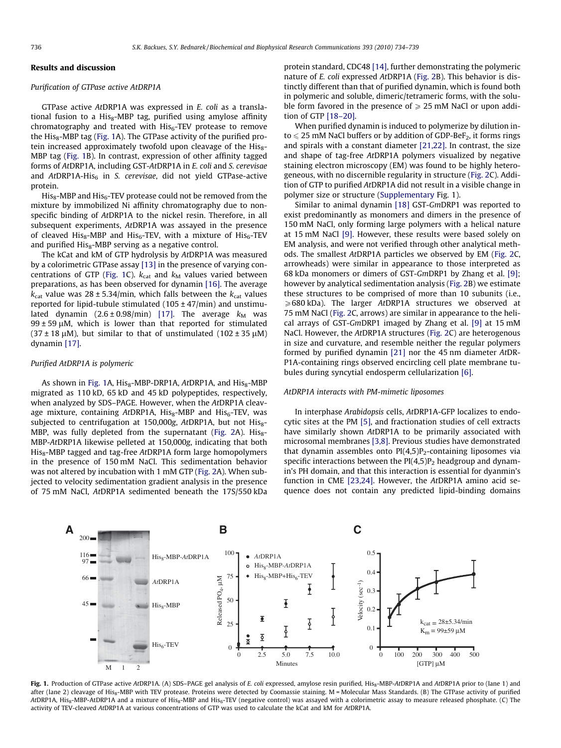## Results and discussion

### Purification of GTPase active AtDRP1A

GTPase active *At*DRP1A was expressed in *E. coli* as a translational fusion to a $His_8$-MBP tag, purified using amylose affinity chromatography and treated with $His_6$-TEV protease to remove the $His_8$-MBP tag (Fig. 1A). The GTPase activity of the purified protein increased approximately twofold upon cleavage of the $His_8$-MBP tag (Fig. 1B). In contrast, expression of other affinity tagged forms of *At*DRP1A, including GST-*At*DRP1A in *E. coli* and *S. cerevisae* and *At*DRP1A-$His_6$ in *S. cerevisae*, did not yield GTPase-active protein.

$His_8$-MBP and $His_6$-TEV protease could not be removed from the mixture by immobilized Ni affinity chromatography due to nonspecific binding of *At*DRP1A to the nickel resin. Therefore, in all subsequent experiments, *At*DRP1A was assayed in the presence of cleaved $His_8$-MBP and $His_6$-TEV, with a mixture of $His_6$-TEV and purified $His_8$-MBP serving as a negative control.

The kCat and kM of GTP hydrolysis by *At*DRP1A was measured by a colorimetric GTPase assay [13] in the presence of varying concentrations of GTP (Fig. 1C). $k_{cat}$ and $k_M$ values varied between preparations, as has been observed for dynamin [16]. The average $k_{cat}$ value was 28 ± 5.34/min, which falls between the $k_{cat}$ values reported for lipid-tubule stimulated (105 ± 47/min) and unstimulated dynamin (2.6 ± 0.98/min) [17]. The average $k_M$ was 99 ± 59 μM, which is lower than that reported for stimulated (37 ± 18 μM), but similar to that of unstimulated (102 ± 35 μM) dynamin [17].

### Purified AtDRP1A is polymeric

As shown in Fig. 1A, $His_8$-MBP-DRP1A, *At*DRP1A, and $His_8$-MBP migrated as 110 kD, 65 kD and 45 kD polypeptides, respectively, when analyzed by SDS–PAGE. However, when the *At*DRP1A cleavage mixture, containing *At*DRP1A, $His_8$-MBP and $His_6$-TEV, was subjected to centrifugation at 150,000*g*, *At*DRP1A, but not $His_8$-MBP, was fully depleted from the supernatant (Fig. 2A). $His_8$-MBP-*At*DRP1A likewise pelleted at 150,000*g*, indicating that both $His_8$-MBP tagged and tag-free *At*DRP1A form large homopolymers in the presence of 150 mM NaCl. This sedimentation behavior was not altered by incubation with 1 mM GTP (Fig. 2A). When subjected to velocity sedimentation gradient analysis in the presence of 75 mM NaCl, *At*DRP1A sedimented beneath the 17S/550 kDa protein standard, CDC48 [14], further demonstrating the polymeric nature of *E. coli* expressed *At*DRP1A (Fig. 2B). This behavior is distinctly different than that of purified dynamin, which is found both in polymeric and soluble, dimeric/tetrameric forms, with the soluble form favored in the presence of ⩾ 25 mM NaCl or upon addition of GTP [18–20].

When purified dynamin is induced to polymerize by dilution into ⩽ 25 mM NaCl buffers or by addition of GDP-$BeF_2$, it forms rings and spirals with a constant diameter [21,22]. In contrast, the size and shape of tag-free *At*DRP1A polymers visualized by negative staining electron microscopy (EM) was found to be highly heterogeneous, with no discernible regularity in structure (Fig. 2C). Addition of GTP to purified *At*DRP1A did not result in a visible change in polymer size or structure (Supplementary Fig. 1).

Similar to animal dynamin [18] GST-*Gm*DRP1 was reported to exist predominantly as monomers and dimers in the presence of 150 mM NaCl, only forming large polymers with a helical nature at 15 mM NaCl [9]. However, these results were based solely on EM analysis, and were not verified through other analytical methods. The smallest *At*DRP1A particles we observed by EM (Fig. 2C, arrowheads) were similar in appearance to those interpreted as 68 kDa monomers or dimers of GST-*Gm*DRP1 by Zhang et al. [9]; however by analytical sedimentation analysis (Fig. 2B) we estimate these structures to be comprised of more than 10 subunits (i.e., ⩾680 kDa). The larger *At*DRP1A structures we observed at 75 mM NaCl (Fig. 2C, arrows) are similar in appearance to the helical arrays of GST-*Gm*DRP1 imaged by Zhang et al. [9] at 15 mM NaCl. However, the *At*DRP1A structures (Fig. 2C) are heterogenous in size and curvature, and resemble neither the regular polymers formed by purified dynamin [21] nor the 45 nm diameter *At*DRP1A-containing rings observed encircling cell plate membrane tubules during syncytial endosperm cellularization [6].

### AtDRP1A interacts with PM-mimetic liposomes

In interphase *Arabidopsis* cells, *At*DRP1A-GFP localizes to endocytic sites at the PM [5], and fractionation studies of cell extracts have similarly shown *At*DRP1A to be primarily associated with microsomal membranes [3,8]. Previous studies have demonstrated that dynamin assembles onto $PI(4,5)P_2$-containing liposomes via specific interactions between the $PI(4,5)P_2$ headgroup and dynamin's PH domain, and that this interaction is essential for dyanmin's function in CME [23,24]. However, the *At*DRP1A amino acid sequence does not contain any predicted lipid-binding domains

**Fig. 1.** Production of GTPase active *At*DRP1A. (A) SDS–PAGE gel analysis of *E. coli* expressed, amylose resin purified, $His_8$-MBP-*At*DRP1A and *At*DRP1A prior to (lane 1) and after (lane 2) cleavage of $His_8$-MBP with TEV protease. Proteins were detected by Coomassie staining. M = Molecular Mass Standards. (B) The GTPase activity of purified *At*DRP1A, $His_8$-MBP-*At*DRP1A and a mixture of $His_8$-MBP and $His_6$-TEV (negative control) was assayed with a colorimetric assay to measure released phosphate. (C) The activity of TEV-cleaved *At*DRP1A at various concentrations of GTP was used to calculate the kCat and kM for *At*DRP1A.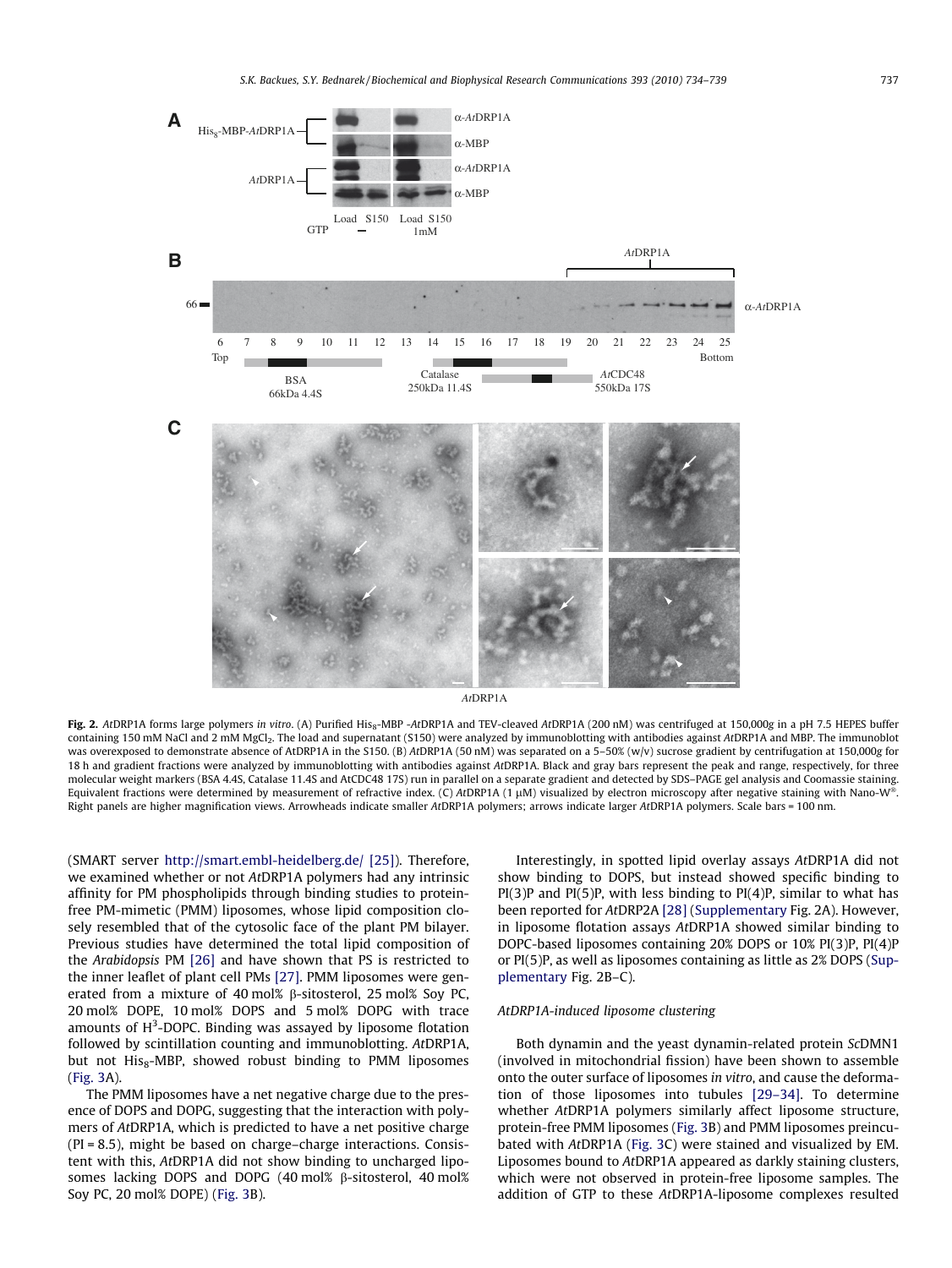**Fig. 2.** *At*DRP1A forms large polymers *in vitro*. (A) Purified His$_8$-MBP -*At*DRP1A and TEV-cleaved *At*DRP1A (200 nM) was centrifuged at 150,000*g* in a pH 7.5 HEPES buffer containing 150 mM NaCl and 2 mM MgCl$_2$. The load and supernatant (S150) were analyzed by immunoblotting with antibodies against *At*DRP1A and MBP. The immunoblot was overexposed to demonstrate absence of AtDRP1A in the S150. (B) *At*DRP1A (50 nM) was separated on a 5–50% (w/v) sucrose gradient by centrifugation at 150,000*g* for 18 h and gradient fractions were analyzed by immunoblotting with antibodies against *At*DRP1A. Black and gray bars represent the peak and range, respectively, for three molecular weight markers (BSA 4.4S, Catalase 11.4S and AtCDC48 17S) run in parallel on a separate gradient and detected by SDS–PAGE gel analysis and Coomassie staining. Equivalent fractions were determined by measurement of refractive index. (C) *At*DRP1A (1 μM) visualized by electron microscopy after negative staining with Nano-W®. Right panels are higher magnification views. Arrowheads indicate smaller *At*DRP1A polymers; arrows indicate larger *At*DRP1A polymers. Scale bars = 100 nm.

(SMART server http://smart.embl-heidelberg.de/ [25]). Therefore, we examined whether or not *At*DRP1A polymers had any intrinsic affinity for PM phospholipids through binding studies to protein-free PM-mimetic (PMM) liposomes, whose lipid composition closely resembled that of the cytosolic face of the plant PM bilayer. Previous studies have determined the total lipid composition of the *Arabidopsis* PM [26] and have shown that PS is restricted to the inner leaflet of plant cell PMs [27]. PMM liposomes were generated from a mixture of 40 mol% β-sitosterol, 25 mol% Soy PC, 20 mol% DOPE, 10 mol% DOPS and 5 mol% DOPG with trace amounts of $H^3$-DOPC. Binding was assayed by liposome flotation followed by scintillation counting and immunoblotting. *At*DRP1A, but not His$_8$-MBP, showed robust binding to PMM liposomes (Fig. 3A).

The PMM liposomes have a net negative charge due to the presence of DOPS and DOPG, suggesting that the interaction with polymers of *At*DRP1A, which is predicted to have a net positive charge (PI = 8.5), might be based on charge–charge interactions. Consistent with this, *At*DRP1A did not show binding to uncharged liposomes lacking DOPS and DOPG (40 mol% β-sitosterol, 40 mol% Soy PC, 20 mol% DOPE) (Fig. 3B).

Interestingly, in spotted lipid overlay assays *At*DRP1A did not show binding to DOPS, but instead showed specific binding to PI(3)P and PI(5)P, with less binding to PI(4)P, similar to what has been reported for *At*DRP2A [28] (Supplementary Fig. 2A). However, in liposome flotation assays *At*DRP1A showed similar binding to DOPC-based liposomes containing 20% DOPS or 10% PI(3)P, PI(4)P or PI(5)P, as well as liposomes containing as little as 2% DOPS (Supplementary Fig. 2B–C).

### *At*DRP1A-induced liposome clustering

Both dynamin and the yeast dynamin-related protein *Sc*DMN1 (involved in mitochondrial fission) have been shown to assemble onto the outer surface of liposomes *in vitro*, and cause the deformation of those liposomes into tubules [29–34]. To determine whether *At*DRP1A polymers similarly affect liposome structure, protein-free PMM liposomes (Fig. 3B) and PMM liposomes preincubated with *At*DRP1A (Fig. 3C) were stained and visualized by EM. Liposomes bound to *At*DRP1A appeared as darkly staining clusters, which were not observed in protein-free liposome samples. The addition of GTP to these *At*DRP1A-liposome complexes resulted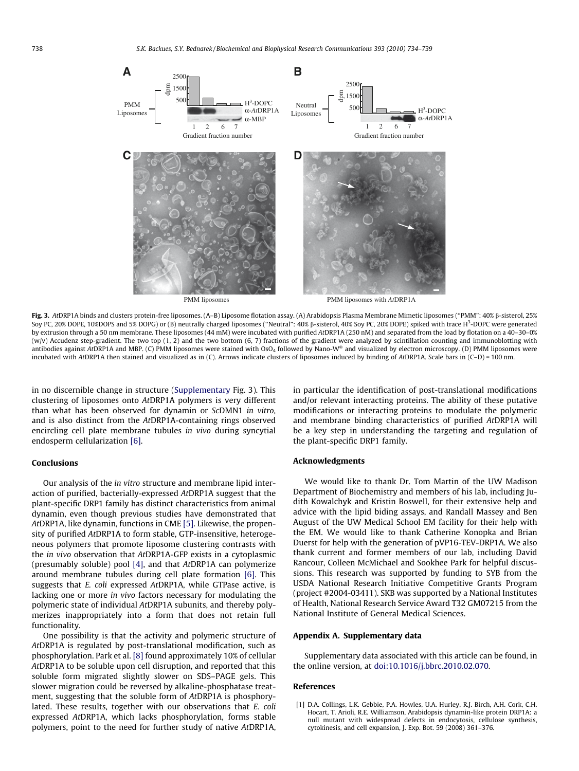Fig. 3. *At*DRP1A binds and clusters protein-free liposomes. (A–B) Liposome flotation assay. (A) Arabidopsis Plasma Membrane Mimetic liposomes ("PMM": 40% β-sisterol, 25% Soy PC, 20% DOPE, 10%DOPS and 5% DOPG) or (B) neutrally charged liposomes ("Neutral": 40% β-sisterol, 40% Soy PC, 20% DOPE) spiked with trace $H^3$-DOPC were generated by extrusion through a 50 nm membrane. These liposomes (44 mM) were incubated with purified *At*DRP1A (250 nM) and separated from the load by flotation on a 40–30–0% (w/v) Accudenz step-gradient. The two top (1, 2) and the two bottom (6, 7) fractions of the gradient were analyzed by scintillation counting and immunoblotting with antibodies against *At*DRP1A and MBP. (C) PMM liposomes were stained with $OsO_4$ followed by Nano-W® and visualized by electron microscopy. (D) PMM liposomes were incubated with *At*DRP1A then stained and visualized as in (C). Arrows indicate clusters of liposomes induced by binding of *At*DRP1A. Scale bars in (C–D) = 100 nm.

in no discernible change in structure (Supplementary Fig. 3). This clustering of liposomes onto *At*DRP1A polymers is very different than what has been observed for dynamin or *Sc*DMN1 *in vitro*, and is also distinct from the *At*DRP1A-containing rings observed encircling cell plate membrane tubules *in vivo* during syncytial endosperm cellularization [6].

## Conclusions

Our analysis of the *in vitro* structure and membrane lipid interaction of purified, bacterially-expressed *At*DRP1A suggest that the plant-specific DRP1 family has distinct characteristics from animal dynamin, even though previous studies have demonstrated that *At*DRP1A, like dynamin, functions in CME [5]. Likewise, the propensity of purified *At*DRP1A to form stable, GTP-insensitive, heterogeneous polymers that promote liposome clustering contrasts with the *in vivo* observation that *At*DRP1A-GFP exists in a cytoplasmic (presumably soluble) pool [4], and that *At*DRP1A can polymerize around membrane tubules during cell plate formation [6]. This suggests that *E. coli* expressed *At*DRP1A, while GTPase active, is lacking one or more *in vivo* factors necessary for modulating the polymeric state of individual *At*DRP1A subunits, and thereby polymerizes inappropriately into a form that does not retain full functionality.

One possibility is that the activity and polymeric structure of *At*DRP1A is regulated by post-translational modification, such as phosphorylation. Park et al. [8] found approximately 10% of cellular *At*DRP1A to be soluble upon cell disruption, and reported that this soluble form migrated slightly slower on SDS–PAGE gels. This slower migration could be reversed by alkaline-phosphatase treatment, suggesting that the soluble form of *At*DRP1A is phosphorylated. These results, together with our observations that *E. coli* expressed *At*DRP1A, which lacks phosphorylation, forms stable polymers, point to the need for further study of native *At*DRP1A, in particular the identification of post-translational modifications and/or relevant interacting proteins. The ability of these putative modifications or interacting proteins to modulate the polymeric and membrane binding characteristics of purified *At*DRP1A will be a key step in understanding the targeting and regulation of the plant-specific DRP1 family.

## Acknowledgments

We would like to thank Dr. Tom Martin of the UW Madison Department of Biochemistry and members of his lab, including Judith Kowalchyk and Kristin Boswell, for their extensive help and advice with the lipid biding assays, and Randall Massey and Ben August of the UW Medical School EM facility for their help with the EM. We would like to thank Catherine Konopka and Brian Duerst for help with the generation of pVP16-TEV-DRP1A. We also thank current and former members of our lab, including David Rancour, Colleen McMichael and Sookhee Park for helpful discussions. This research was supported by funding to SYB from the USDA National Research Initiative Competitive Grants Program (project #2004-03411). SKB was supported by a National Institutes of Health, National Research Service Award T32 GM07215 from the National Institute of General Medical Sciences.

## Appendix A. Supplementary data

Supplementary data associated with this article can be found, in the online version, at doi:10.1016/j.bbrc.2010.02.070.

## References

[1] D.A. Collings, L.K. Gebbie, P.A. Howles, U.A. Hurley, R.J. Birch, A.H. Cork, C.H. Hocart, T. Arioli, R.E. Williamson, Arabidopsis dynamin-like protein DRP1A: a null mutant with widespread defects in endocytosis, cellulose synthesis, cytokinesis, and cell expansion, J. Exp. Bot. 59 (2008) 361–376.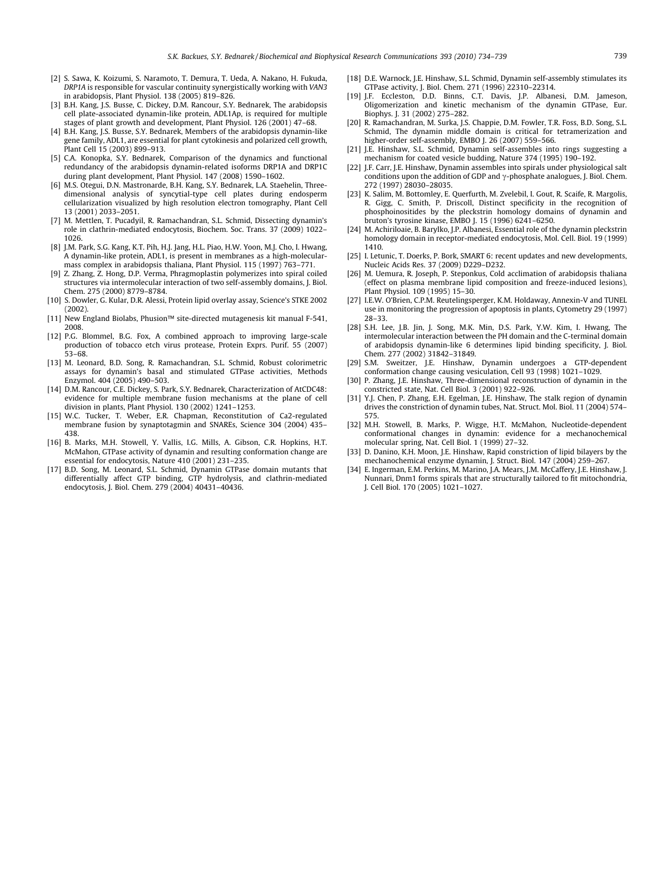[2] S. Sawa, K. Koizumi, S. Naramoto, T. Demura, T. Ueda, A. Nakano, H. Fukuda, *DRP1A* is responsible for vascular continuity synergistically working with *VAN3* in arabidopsis, Plant Physiol. 138 (2005) 819–826.

[3] B.H. Kang, J.S. Busse, C. Dickey, D.M. Rancour, S.Y. Bednarek, The arabidopsis cell plate-associated dynamin-like protein, ADL1Ap, is required for multiple stages of plant growth and development, Plant Physiol. 126 (2001) 47–68.

[4] B.H. Kang, J.S. Busse, S.Y. Bednarek, Members of the arabidopsis dynamin-like gene family, ADL1, are essential for plant cytokinesis and polarized cell growth, Plant Cell 15 (2003) 899–913.

[5] C.A. Konopka, S.Y. Bednarek, Comparison of the dynamics and functional redundancy of the arabidopsis dynamin-related isoforms DRP1A and DRP1C during plant development, Plant Physiol. 147 (2008) 1590–1602.

[6] M.S. Otegui, D.N. Mastronarde, B.H. Kang, S.Y. Bednarek, L.A. Staehelin, Three-dimensional analysis of syncytial-type cell plates during endosperm cellularization visualized by high resolution electron tomography, Plant Cell 13 (2001) 2033–2051.

[7] M. Mettlen, T. Pucadyil, R. Ramachandran, S.L. Schmid, Dissecting dynamin's role in clathrin-mediated endocytosis, Biochem. Soc. Trans. 37 (2009) 1022–1026.

[8] J.M. Park, S.G. Kang, K.T. Pih, H.J. Jang, H.L. Piao, H.W. Yoon, M.J. Cho, I. Hwang, A dynamin-like protein, ADL1, is present in membranes as a high-molecular-mass complex in arabidopsis thaliana, Plant Physiol. 115 (1997) 763–771.

[9] Z. Zhang, Z. Hong, D.P. Verma, Phragmoplastin polymerizes into spiral coiled structures via intermolecular interaction of two self-assembly domains, J. Biol. Chem. 275 (2000) 8779–8784.

[10] S. Dowler, G. Kular, D.R. Alessi, Protein lipid overlay assay, Science's STKE 2002 (2002).

[11] New England Biolabs, Phusion™ site-directed mutagenesis kit manual F-541, 2008.

[12] P.G. Blommel, B.G. Fox, A combined approach to improving large-scale production of tobacco etch virus protease, Protein Exprs. Purif. 55 (2007) 53–68.

[13] M. Leonard, B.D. Song, R. Ramachandran, S.L. Schmid, Robust colorimetric assays for dynamin's basal and stimulated GTPase activities, Methods Enzymol. 404 (2005) 490–503.

[14] D.M. Rancour, C.E. Dickey, S. Park, S.Y. Bednarek, Characterization of AtCDC48: evidence for multiple membrane fusion mechanisms at the plane of cell division in plants, Plant Physiol. 130 (2002) 1241–1253.

[15] W.C. Tucker, T. Weber, E.R. Chapman, Reconstitution of Ca2-regulated membrane fusion by synaptotagmin and SNAREs, Science 304 (2004) 435–438.

[16] B. Marks, M.H. Stowell, Y. Vallis, I.G. Mills, A. Gibson, C.R. Hopkins, H.T. McMahon, GTPase activity of dynamin and resulting conformation change are essential for endocytosis, Nature 410 (2001) 231–235.

[17] B.D. Song, M. Leonard, S.L. Schmid, Dynamin GTPase domain mutants that differentially affect GTP binding, GTP hydrolysis, and clathrin-mediated endocytosis, J. Biol. Chem. 279 (2004) 40431–40436.

[18] D.E. Warnock, J.E. Hinshaw, S.L. Schmid, Dynamin self-assembly stimulates its GTPase activity, J. Biol. Chem. 271 (1996) 22310–22314.

[19] J.F. Eccleston, D.D. Binns, C.T. Davis, J.P. Albanesi, D.M. Jameson, Oligomerization and kinetic mechanism of the dynamin GTPase, Eur. Biophys. J. 31 (2002) 275–282.

[20] R. Ramachandran, M. Surka, J.S. Chappie, D.M. Fowler, T.R. Foss, B.D. Song, S.L. Schmid, The dynamin middle domain is critical for tetramerization and higher-order self-assembly, EMBO J. 26 (2007) 559–566.

[21] J.E. Hinshaw, S.L. Schmid, Dynamin self-assembles into rings suggesting a mechanism for coated vesicle budding, Nature 374 (1995) 190–192.

[22] J.F. Carr, J.E. Hinshaw, Dynamin assembles into spirals under physiological salt conditions upon the addition of GDP and γ-phosphate analogues, J. Biol. Chem. 272 (1997) 28030–28035.

[23] K. Salim, M. Bottomley, E. Querfurth, M. Zvelebil, I. Gout, R. Scaife, R. Margolis, R. Gigg, C. Smith, P. Driscoll, Distinct specificity in the recognition of phosphoinositides by the pleckstrin homology domains of dynamin and bruton's tyrosine kinase, EMBO J. 15 (1996) 6241–6250.

[24] M. Achiriloaie, B. Barylko, J.P. Albanesi, Essential role of the dynamin pleckstrin homology domain in receptor-mediated endocytosis, Mol. Cell. Biol. 19 (1999) 1410.

[25] I. Letunic, T. Doerks, P. Bork, SMART 6: recent updates and new developments, Nucleic Acids Res. 37 (2009) D229–D232.

[26] M. Uemura, R. Joseph, P. Steponkus, Cold acclimation of arabidopsis thaliana (effect on plasma membrane lipid composition and freeze-induced lesions), Plant Physiol. 109 (1995) 15–30.

[27] I.E.W. O'Brien, C.P.M. Reutelingsperger, K.M. Holdaway, Annexin-V and TUNEL use in monitoring the progression of apoptosis in plants, Cytometry 29 (1997) 28–33.

[28] S.H. Lee, J.B. Jin, J. Song, M.K. Min, D.S. Park, Y.W. Kim, I. Hwang, The intermolecular interaction between the PH domain and the C-terminal domain of arabidopsis dynamin-like 6 determines lipid binding specificity, J. Biol. Chem. 277 (2002) 31842–31849.

[29] S.M. Sweitzer, J.E. Hinshaw, Dynamin undergoes a GTP-dependent conformation change causing vesiculation, Cell 93 (1998) 1021–1029.

[30] P. Zhang, J.E. Hinshaw, Three-dimensional reconstruction of dynamin in the constricted state, Nat. Cell Biol. 3 (2001) 922–926.

[31] Y.J. Chen, P. Zhang, E.H. Egelman, J.E. Hinshaw, The stalk region of dynamin drives the constriction of dynamin tubes, Nat. Struct. Mol. Biol. 11 (2004) 574–575.

[32] M.H. Stowell, B. Marks, P. Wigge, H.T. McMahon, Nucleotide-dependent conformational changes in dynamin: evidence for a mechanochemical molecular spring, Nat. Cell Biol. 1 (1999) 27–32.

[33] D. Danino, K.H. Moon, J.E. Hinshaw, Rapid constriction of lipid bilayers by the mechanochemical enzyme dynamin, J. Struct. Biol. 147 (2004) 259–267.

[34] E. Ingerman, E.M. Perkins, M. Marino, J.A. Mears, J.M. McCaffery, J.E. Hinshaw, J. Nunnari, Dnm1 forms spirals that are structurally tailored to fit mitochondria, J. Cell Biol. 170 (2005) 1021–1027.